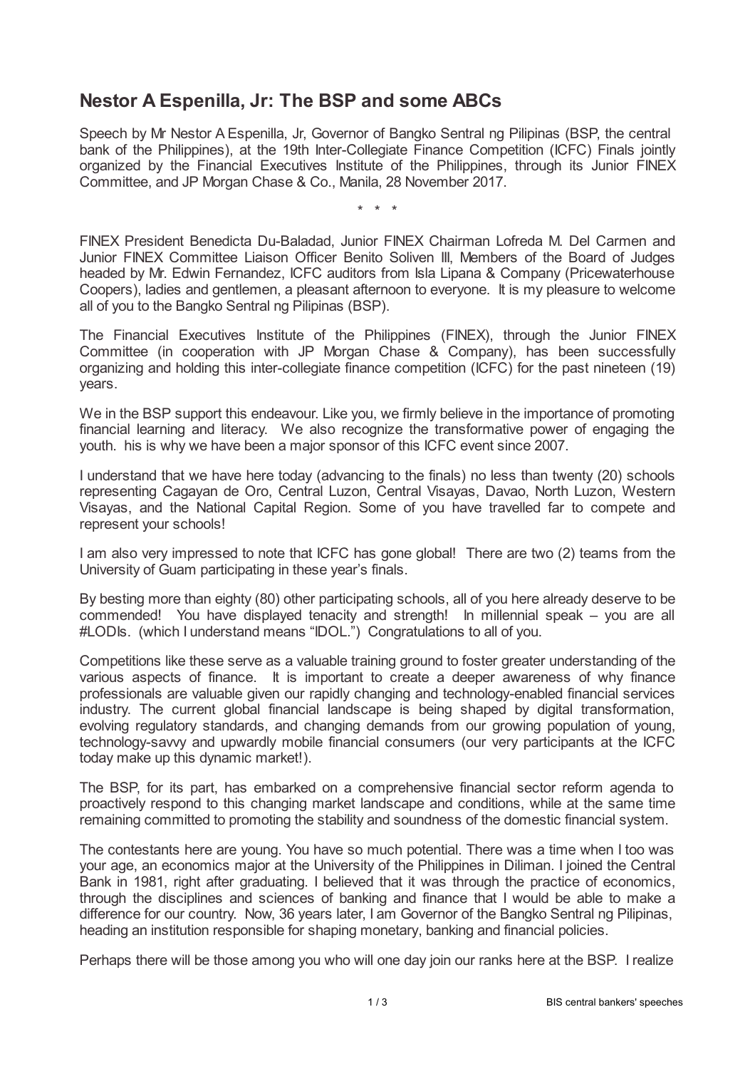# Nestor A Espenilla, Jr: The BSP and some ABCs

Speech by Mr Nestor A Espenilla, Jr, Governor of Bangko Sentral ng Pilipinas (BSP, the central bank of the Philippines), at the 19th Inter-Collegiate Finance Competition (ICFC) Finals jointly organized by the Financial Executives Institute of the Philippines, through its Junior FINEX Committee, and JP Morgan Chase & Co., Manila, 28 November 2017.

\* \* \*

FINEX President Benedicta Du-Baladad, Junior FINEX Chairman Lofreda M. Del Carmen and Junior FINEX Committee Liaison Officer Benito Soliven III, Members of the Board of Judges headed by Mr. Edwin Fernandez, ICFC auditors from Isla Lipana & Company (Pricewaterhouse Coopers), ladies and gentlemen, a pleasant afternoon to everyone. It is my pleasure to welcome all of you to the Bangko Sentral ng Pilipinas (BSP).

The Financial Executives Institute of the Philippines (FINEX), through the Junior FINEX Committee (in cooperation with JP Morgan Chase & Company), has been successfully organizing and holding this inter-collegiate finance competition (ICFC) for the past nineteen (19) years.

We in the BSP support this endeavour. Like you, we firmly believe in the importance of promoting financial learning and literacy. We also recognize the transformative power of engaging the youth. his is why we have been a major sponsor of this ICFC event since 2007.

I understand that we have here today (advancing to the finals) no less than twenty (20) schools representing Cagayan de Oro, Central Luzon, Central Visayas, Davao, North Luzon, Western Visayas, and the National Capital Region. Some of you have travelled far to compete and represent your schools!

I am also very impressed to note that ICFC has gone global! There are two (2) teams from the University of Guam participating in these year's finals.

By besting more than eighty (80) other participating schools, all of you here already deserve to be commended! You have displayed tenacity and strength! In millennial speak – you are all #LODIs. (which I understand means "IDOL.") Congratulations to all of you.

Competitions like these serve as a valuable training ground to foster greater understanding of the various aspects of finance. It is important to create a deeper awareness of why finance professionals are valuable given our rapidly changing and technology-enabled financial services industry. The current global financial landscape is being shaped by digital transformation, evolving regulatory standards, and changing demands from our growing population of young, technology-savvy and upwardly mobile financial consumers (our very participants at the ICFC today make up this dynamic market!).

The BSP, for its part, has embarked on a comprehensive financial sector reform agenda to proactively respond to this changing market landscape and conditions, while at the same time remaining committed to promoting the stability and soundness of the domestic financial system.

The contestants here are young. You have so much potential. There was a time when I too was your age, an economics major at the University of the Philippines in Diliman. I joined the Central Bank in 1981, right after graduating. I believed that it was through the practice of economics, through the disciplines and sciences of banking and finance that I would be able to make a difference for our country. Now, 36 years later, I am Governor of the Bangko Sentral ng Pilipinas, heading an institution responsible for shaping monetary, banking and financial policies.

Perhaps there will be those among you who will one day join our ranks here at the BSP. I realize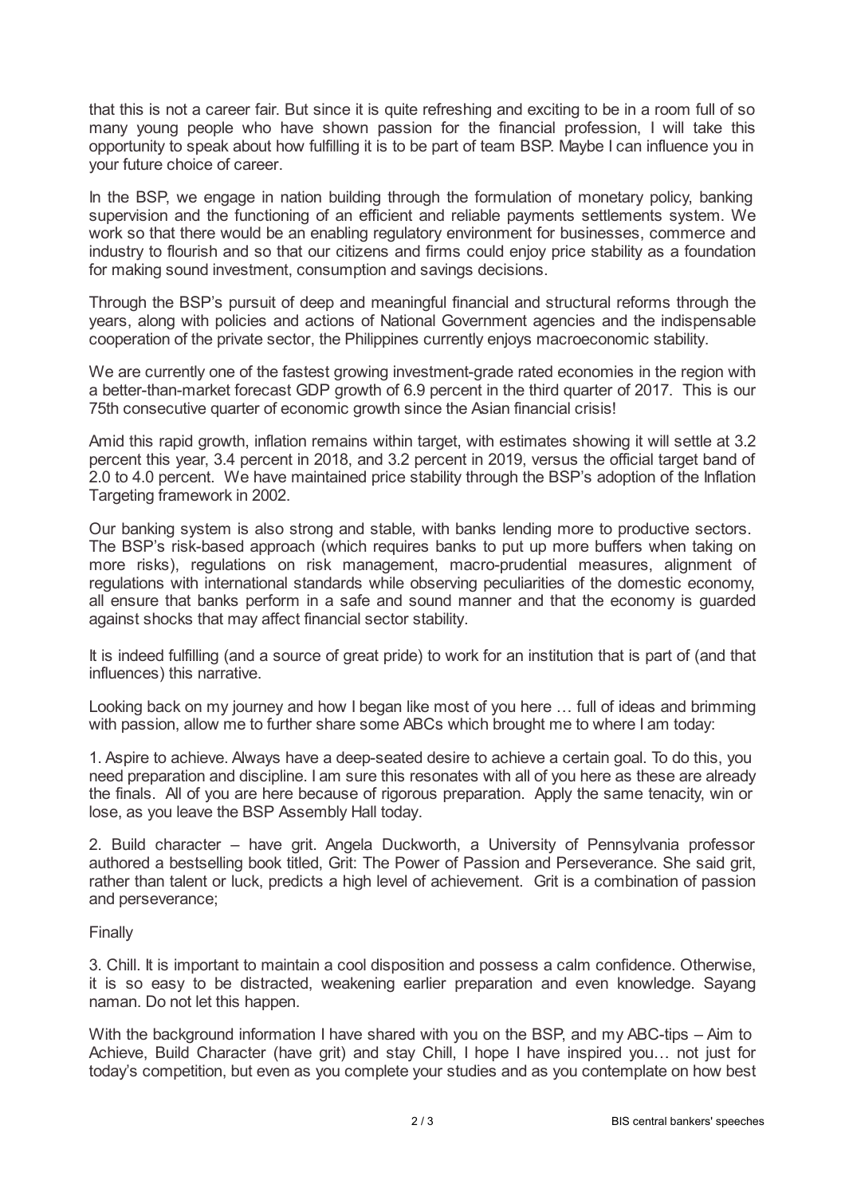that this is not a career fair. But since it is quite refreshing and exciting to be in a room full of so many young people who have shown passion for the financial profession, I will take this opportunity to speak about how fulfilling it is to be part of team BSP. Maybe I can influence you in your future choice of career.

In the BSP, we engage in nation building through the formulation of monetary policy, banking supervision and the functioning of an efficient and reliable payments settlements system. We work so that there would be an enabling regulatory environment for businesses, commerce and industry to flourish and so that our citizens and firms could enjoy price stability as a foundation for making sound investment, consumption and savings decisions.

Through the BSP's pursuit of deep and meaningful financial and structural reforms through the years, along with policies and actions of National Government agencies and the indispensable cooperation of the private sector, the Philippines currently enjoys macroeconomic stability.

We are currently one of the fastest growing investment-grade rated economies in the region with a better-than-market forecast GDP growth of 6.9 percent in the third quarter of 2017. This is our 75th consecutive quarter of economic growth since the Asian financial crisis!

Amid this rapid growth, inflation remains within target, with estimates showing it will settle at 3.2 percent this year, 3.4 percent in 2018, and 3.2 percent in 2019, versus the official target band of 2.0 to 4.0 percent. We have maintained price stability through the BSP's adoption of the Inflation Targeting framework in 2002.

Our banking system is also strong and stable, with banks lending more to productive sectors. The BSP's risk-based approach (which requires banks to put up more buffers when taking on more risks), regulations on risk management, macro-prudential measures, alignment of regulations with international standards while observing peculiarities of the domestic economy, all ensure that banks perform in a safe and sound manner and that the economy is guarded against shocks that may affect financial sector stability.

It is indeed fulfilling (and a source of great pride) to work for an institution that is part of (and that influences) this narrative.

Looking back on my journey and how I began like most of you here … full of ideas and brimming with passion, allow me to further share some ABCs which brought me to where I am today:

1. Aspire to achieve. Always have a deep-seated desire to achieve a certain goal. To do this, you need preparation and discipline. I am sure this resonates with all of you here as these are already the finals. All of you are here because of rigorous preparation. Apply the same tenacity, win or lose, as you leave the BSP Assembly Hall today.

2. Build character – have grit. Angela Duckworth, a University of Pennsylvania professor authored a bestselling book titled, Grit: The Power of Passion and Perseverance. She said grit, rather than talent or luck, predicts a high level of achievement. Grit is a combination of passion and perseverance;

Finally

3. Chill. It is important to maintain a cool disposition and possess a calm confidence. Otherwise, it is so easy to be distracted, weakening earlier preparation and even knowledge. Sayang naman. Do not let this happen.

With the background information I have shared with you on the BSP, and my ABC-tips – Aim to Achieve, Build Character (have grit) and stay Chill, I hope I have inspired you… not just for today's competition, but even as you complete your studies and as you contemplate on how best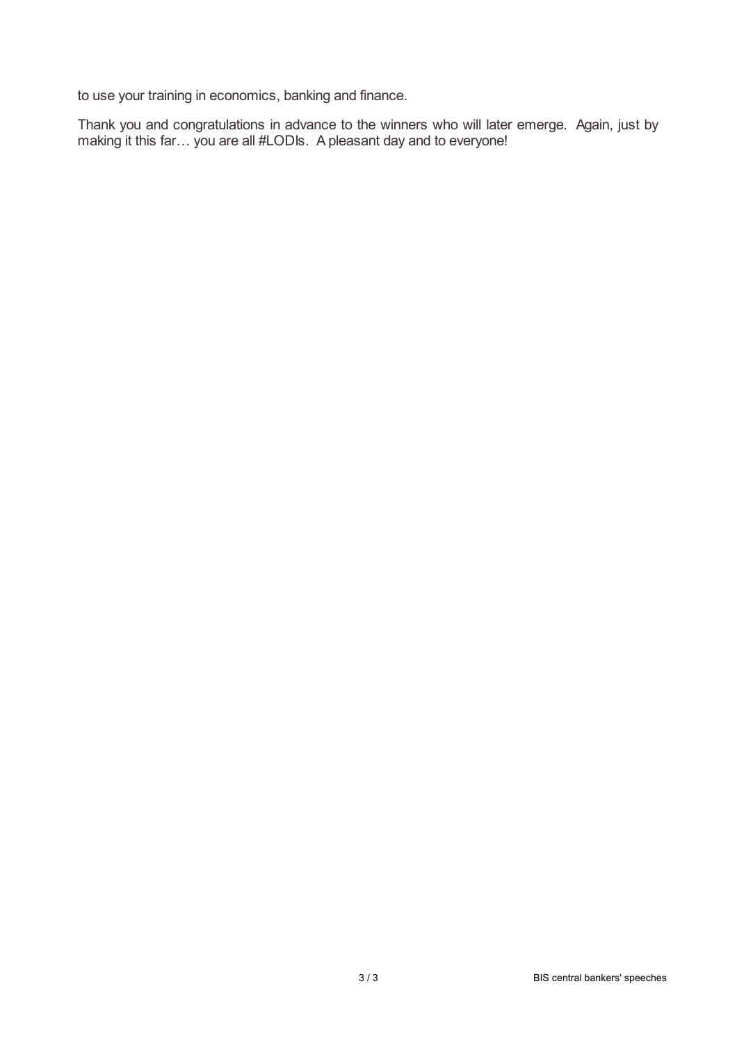to use your training in economics, banking and finance.

Thank you and congratulations in advance to the winners who will later emerge. Again, just by making it this far… you are all #LODIs. A pleasant day and to everyone!